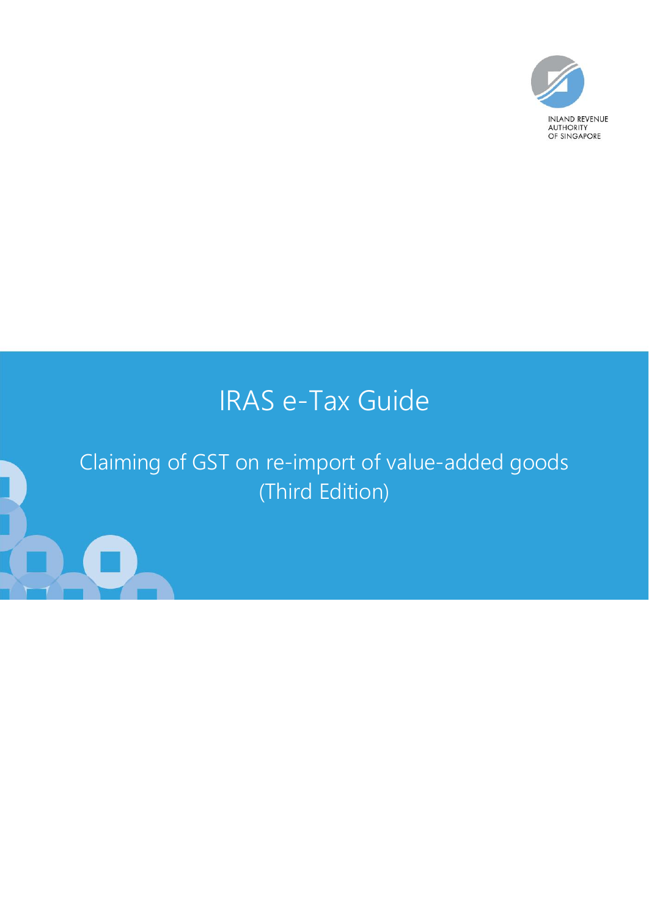INLAND REVENUE AUTHORITY OF SINGAPORE

# IRAS e-Tax Guide

## Claiming of GST on re-import of value-added goods (Third Edition)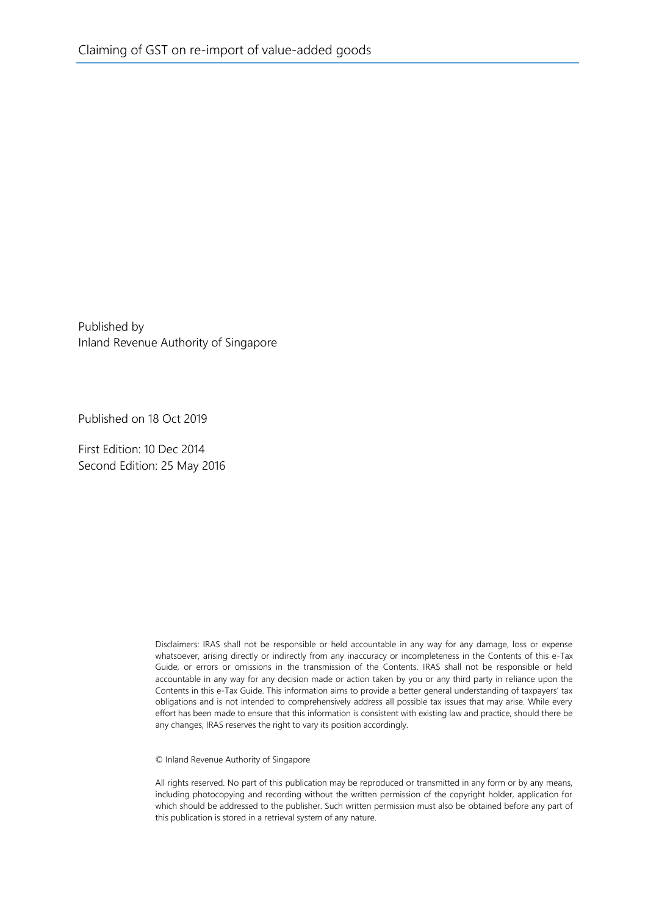Published by
Inland Revenue Authority of Singapore

Published on 18 Oct 2019

First Edition: 10 Dec 2014
Second Edition: 25 May 2016

Disclaimers: IRAS shall not be responsible or held accountable in any way for any damage, loss or expense whatsoever, arising directly or indirectly from any inaccuracy or incompleteness in the Contents of this e-Tax Guide, or errors or omissions in the transmission of the Contents. IRAS shall not be responsible or held accountable in any way for any decision made or action taken by you or any third party in reliance upon the Contents in this e-Tax Guide. This information aims to provide a better general understanding of taxpayers' tax obligations and is not intended to comprehensively address all possible tax issues that may arise. While every effort has been made to ensure that this information is consistent with existing law and practice, should there be any changes, IRAS reserves the right to vary its position accordingly.

© Inland Revenue Authority of Singapore

All rights reserved. No part of this publication may be reproduced or transmitted in any form or by any means, including photocopying and recording without the written permission of the copyright holder, application for which should be addressed to the publisher. Such written permission must also be obtained before any part of this publication is stored in a retrieval system of any nature.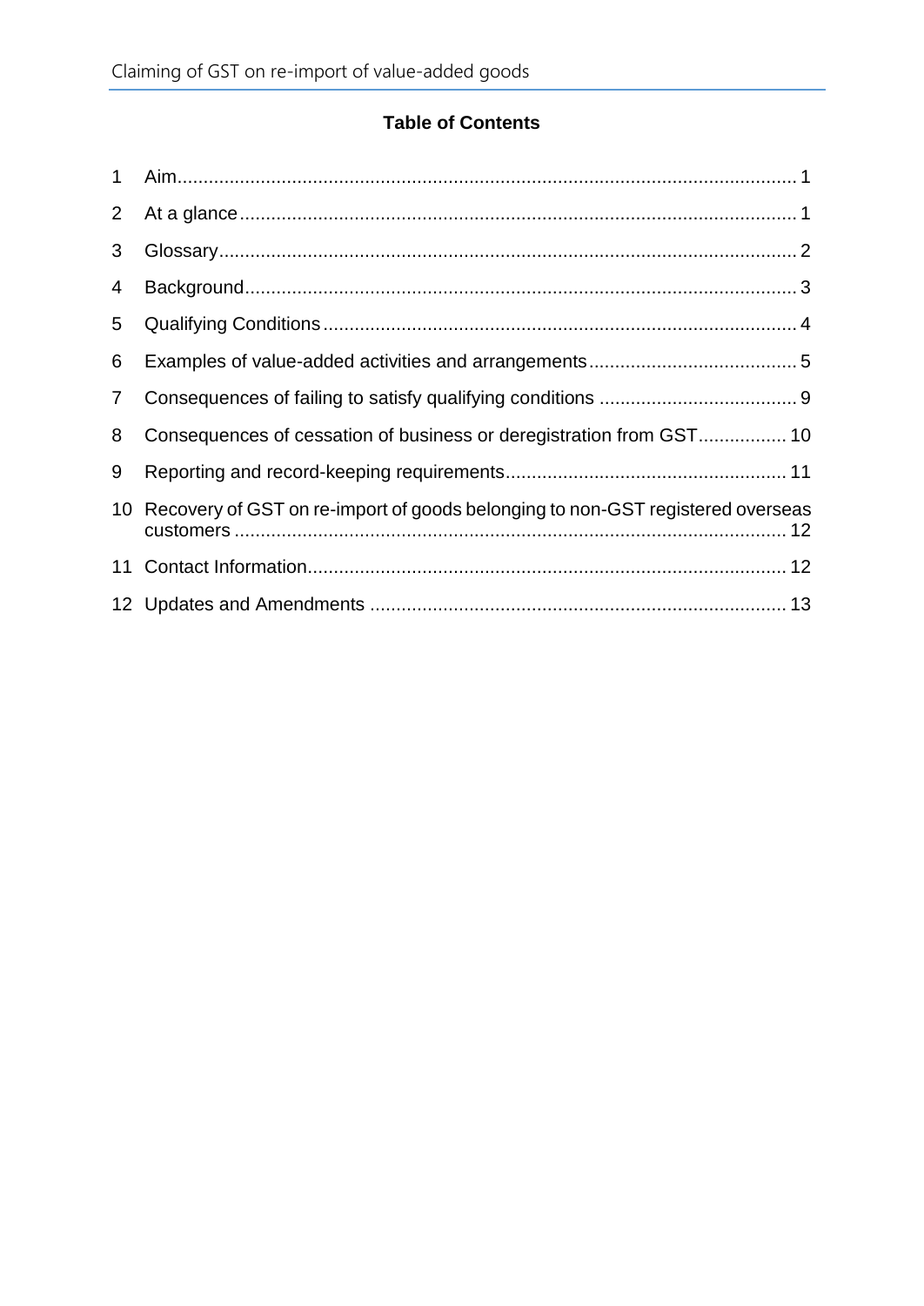**Table of Contents**

1 Aim ........................................................................................................ 1

2 At a glance ............................................................................................. 1

3 Glossary .................................................................................................. 2

4 Background ............................................................................................. 3

5 Qualifying Conditions .............................................................................. 4

6 Examples of value-added activities and arrangements ........................... 5

7 Consequences of failing to satisfy qualifying conditions ........................ 9

8 Consequences of cessation of business or deregistration from GST ..... 10

9 Reporting and record-keeping requirements ......................................... 11

10 Recovery of GST on re-import of goods belonging to non-GST registered overseas customers ........................................................................................ 12

11 Contact Information .............................................................................. 12

12 Updates and Amendments ................................................................... 13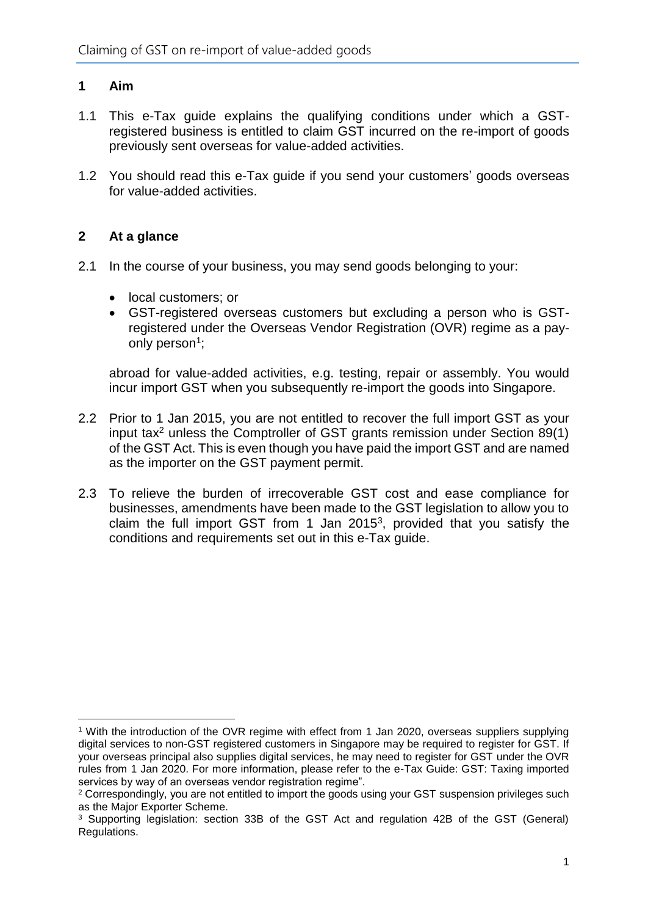## 1 Aim

1.1 This e-Tax guide explains the qualifying conditions under which a GST-registered business is entitled to claim GST incurred on the re-import of goods previously sent overseas for value-added activities.

1.2 You should read this e-Tax guide if you send your customers' goods overseas for value-added activities.

## 2 At a glance

2.1 In the course of your business, you may send goods belonging to your:

- local customers; or
- GST-registered overseas customers but excluding a person who is GST-registered under the Overseas Vendor Registration (OVR) regime as a pay-only person[1];

abroad for value-added activities, e.g. testing, repair or assembly. You would incur import GST when you subsequently re-import the goods into Singapore.

2.2 Prior to 1 Jan 2015, you are not entitled to recover the full import GST as your input tax[2] unless the Comptroller of GST grants remission under Section 89(1) of the GST Act. This is even though you have paid the import GST and are named as the importer on the GST payment permit.

2.3 To relieve the burden of irrecoverable GST cost and ease compliance for businesses, amendments have been made to the GST legislation to allow you to claim the full import GST from 1 Jan 2015[3], provided that you satisfy the conditions and requirements set out in this e-Tax guide.

---

[1] With the introduction of the OVR regime with effect from 1 Jan 2020, overseas suppliers supplying digital services to non-GST registered customers in Singapore may be required to register for GST. If your overseas principal also supplies digital services, he may need to register for GST under the OVR rules from 1 Jan 2020. For more information, please refer to the e-Tax Guide: GST: Taxing imported services by way of an overseas vendor registration regime".

[2] Correspondingly, you are not entitled to import the goods using your GST suspension privileges such as the Major Exporter Scheme.

[3] Supporting legislation: section 33B of the GST Act and regulation 42B of the GST (General) Regulations.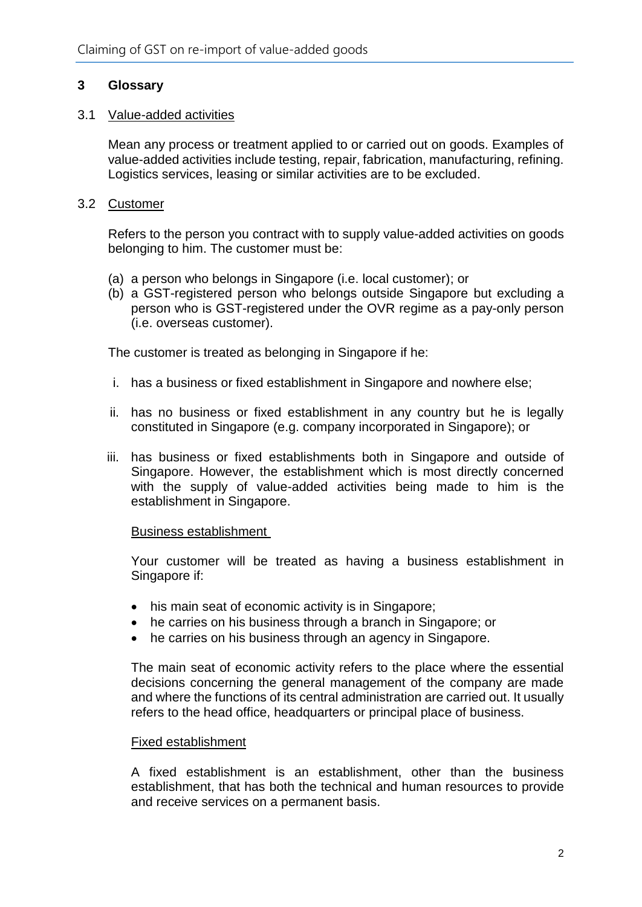## 3 Glossary

### 3.1 Value-added activities

Mean any process or treatment applied to or carried out on goods. Examples of value-added activities include testing, repair, fabrication, manufacturing, refining. Logistics services, leasing or similar activities are to be excluded.

### 3.2 Customer

Refers to the person you contract with to supply value-added activities on goods belonging to him. The customer must be:

(a) a person who belongs in Singapore (i.e. local customer); or
(b) a GST-registered person who belongs outside Singapore but excluding a person who is GST-registered under the OVR regime as a pay-only person (i.e. overseas customer).

The customer is treated as belonging in Singapore if he:

i. has a business or fixed establishment in Singapore and nowhere else;

ii. has no business or fixed establishment in any country but he is legally constituted in Singapore (e.g. company incorporated in Singapore); or

iii. has business or fixed establishments both in Singapore and outside of Singapore. However, the establishment which is most directly concerned with the supply of value-added activities being made to him is the establishment in Singapore.

Business establishment

Your customer will be treated as having a business establishment in Singapore if:

- his main seat of economic activity is in Singapore;
- he carries on his business through a branch in Singapore; or
- he carries on his business through an agency in Singapore.

The main seat of economic activity refers to the place where the essential decisions concerning the general management of the company are made and where the functions of its central administration are carried out. It usually refers to the head office, headquarters or principal place of business.

Fixed establishment

A fixed establishment is an establishment, other than the business establishment, that has both the technical and human resources to provide and receive services on a permanent basis.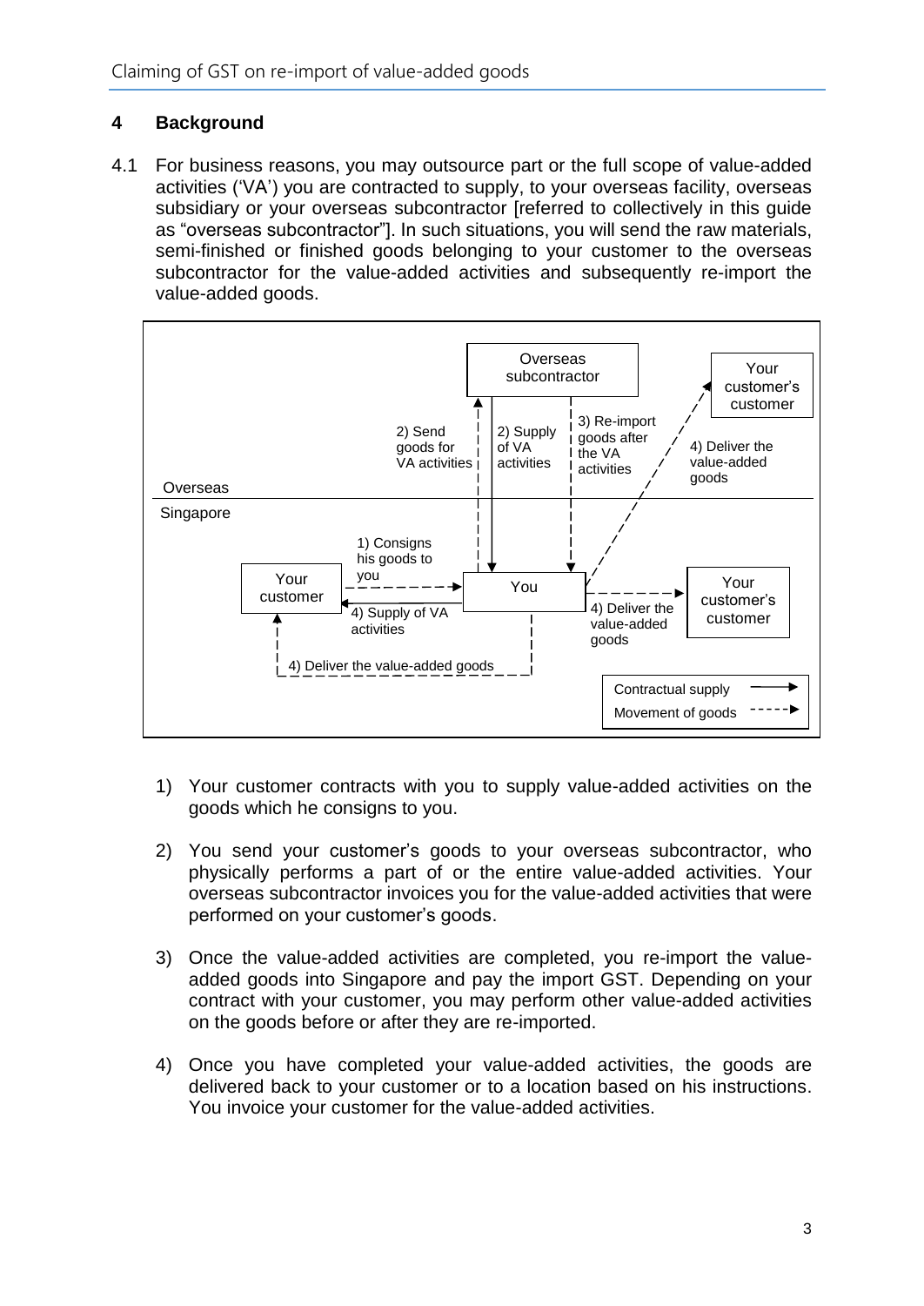## 4 Background

4.1 For business reasons, you may outsource part or the full scope of value-added activities ('VA') you are contracted to supply, to your overseas facility, overseas subsidiary or your overseas subcontractor [referred to collectively in this guide as "overseas subcontractor"]. In such situations, you will send the raw materials, semi-finished or finished goods belonging to your customer to the overseas subcontractor for the value-added activities and subsequently re-import the value-added goods.

Overseas subcontractor

Your customer's customer

2) Send goods for VA activities

2) Supply of VA activities

3) Re-import goods after the VA activities

4) Deliver the value-added goods

Overseas

Singapore

1) Consigns his goods to you

Your customer

You

Your customer's customer

4) Supply of VA activities

4) Deliver the value-added goods

4) Deliver the value-added goods

Contractual supply

Movement of goods

1) Your customer contracts with you to supply value-added activities on the goods which he consigns to you.

2) You send your customer's goods to your overseas subcontractor, who physically performs a part of or the entire value-added activities. Your overseas subcontractor invoices you for the value-added activities that were performed on your customer's goods.

3) Once the value-added activities are completed, you re-import the value-added goods into Singapore and pay the import GST. Depending on your contract with your customer, you may perform other value-added activities on the goods before or after they are re-imported.

4) Once you have completed your value-added activities, the goods are delivered back to your customer or to a location based on his instructions. You invoice your customer for the value-added activities.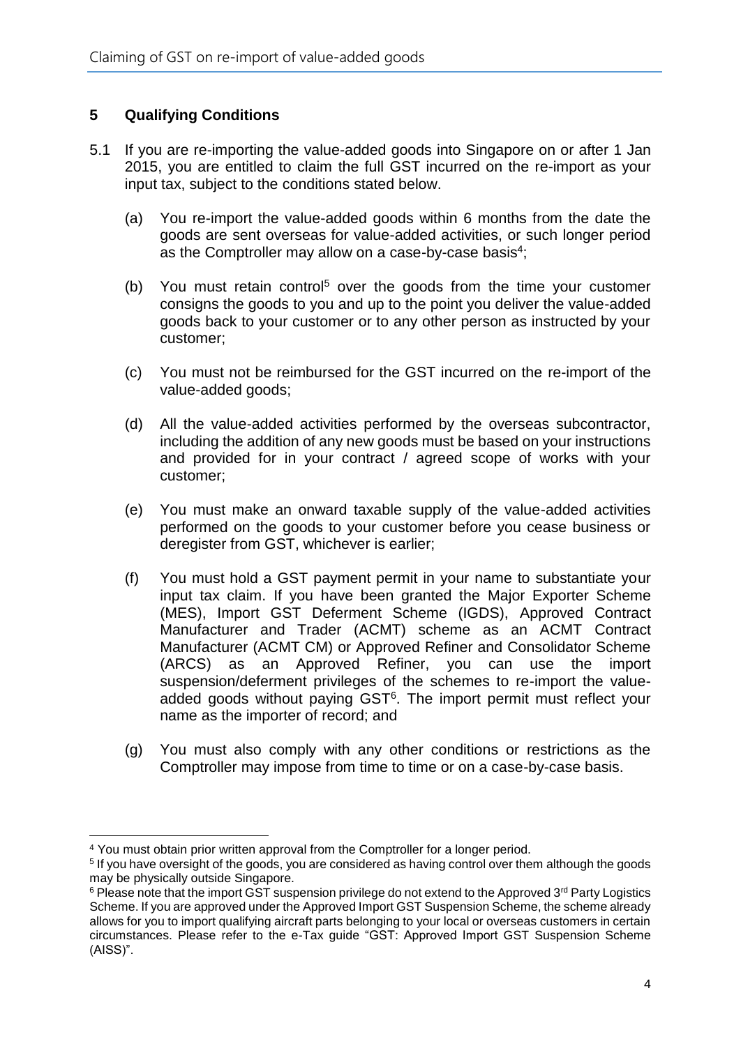## 5 Qualifying Conditions

5.1 If you are re-importing the value-added goods into Singapore on or after 1 Jan 2015, you are entitled to claim the full GST incurred on the re-import as your input tax, subject to the conditions stated below.

(a) You re-import the value-added goods within 6 months from the date the goods are sent overseas for value-added activities, or such longer period as the Comptroller may allow on a case-by-case basis[4];

(b) You must retain control[5] over the goods from the time your customer consigns the goods to you and up to the point you deliver the value-added goods back to your customer or to any other person as instructed by your customer;

(c) You must not be reimbursed for the GST incurred on the re-import of the value-added goods;

(d) All the value-added activities performed by the overseas subcontractor, including the addition of any new goods must be based on your instructions and provided for in your contract / agreed scope of works with your customer;

(e) You must make an onward taxable supply of the value-added activities performed on the goods to your customer before you cease business or deregister from GST, whichever is earlier;

(f) You must hold a GST payment permit in your name to substantiate your input tax claim. If you have been granted the Major Exporter Scheme (MES), Import GST Deferment Scheme (IGDS), Approved Contract Manufacturer and Trader (ACMT) scheme as an ACMT Contract Manufacturer (ACMT CM) or Approved Refiner and Consolidator Scheme (ARCS) as an Approved Refiner, you can use the import suspension/deferment privileges of the schemes to re-import the value-added goods without paying GST[6]. The import permit must reflect your name as the importer of record; and

(g) You must also comply with any other conditions or restrictions as the Comptroller may impose from time to time or on a case-by-case basis.

---

[4] You must obtain prior written approval from the Comptroller for a longer period.

[5] If you have oversight of the goods, you are considered as having control over them although the goods may be physically outside Singapore.

[6] Please note that the import GST suspension privilege do not extend to the Approved 3rd Party Logistics Scheme. If you are approved under the Approved Import GST Suspension Scheme, the scheme already allows for you to import qualifying aircraft parts belonging to your local or overseas customers in certain circumstances. Please refer to the e-Tax guide "GST: Approved Import GST Suspension Scheme (AISS)".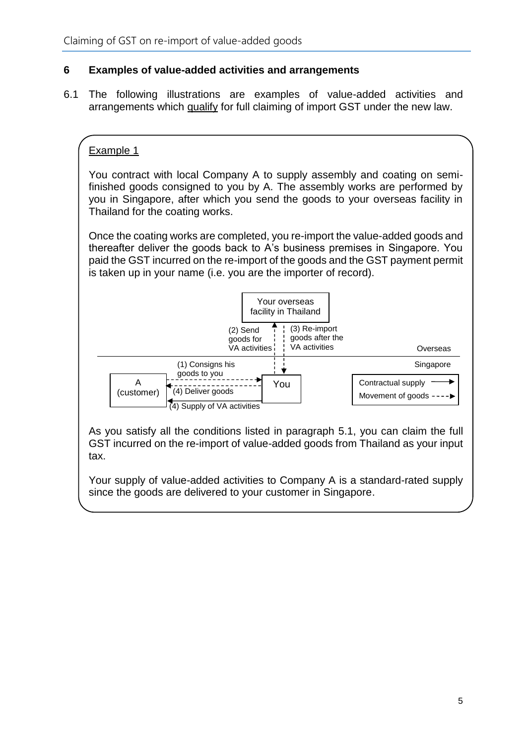## 6 Examples of value-added activities and arrangements

6.1 The following illustrations are examples of value-added activities and arrangements which qualify for full claiming of import GST under the new law.

Example 1

You contract with local Company A to supply assembly and coating on semi-finished goods consigned to you by A. The assembly works are performed by you in Singapore, after which you send the goods to your overseas facility in Thailand for the coating works.

Once the coating works are completed, you re-import the value-added goods and thereafter deliver the goods back to A's business premises in Singapore. You paid the GST incurred on the re-import of the goods and the GST payment permit is taken up in your name (i.e. you are the importer of record).

Your overseas facility in Thailand

(2) Send goods for VA activities

(3) Re-import goods after the VA activities

Overseas

Singapore

(1) Consigns his goods to you

A (customer)

You

(4) Deliver goods

(4) Supply of VA activities

Contractual supply →

Movement of goods - - - →

As you satisfy all the conditions listed in paragraph 5.1, you can claim the full GST incurred on the re-import of value-added goods from Thailand as your input tax.

Your supply of value-added activities to Company A is a standard-rated supply since the goods are delivered to your customer in Singapore.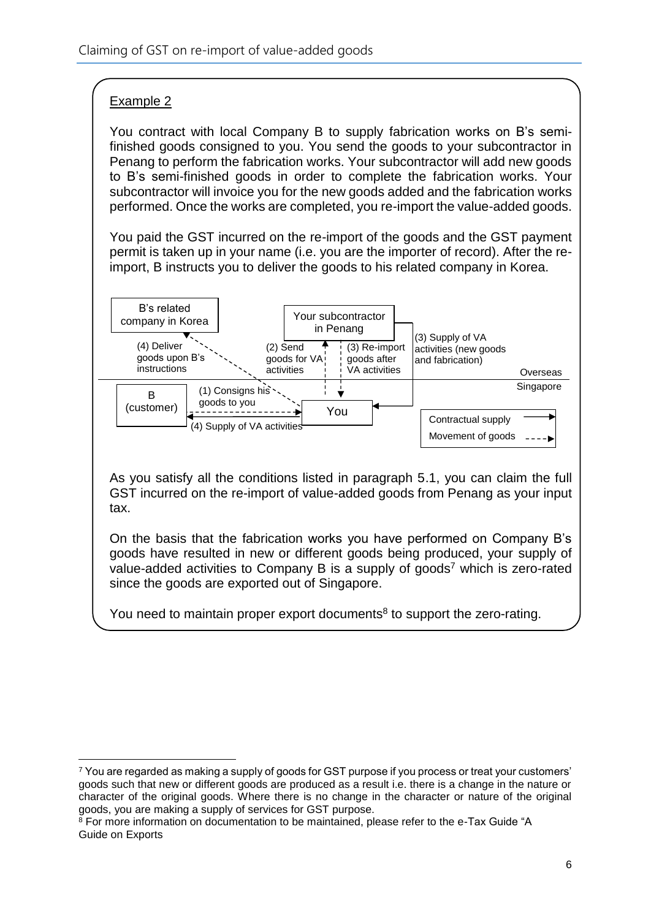Example 2

You contract with local Company B to supply fabrication works on B's semi-finished goods consigned to you. You send the goods to your subcontractor in Penang to perform the fabrication works. Your subcontractor will add new goods to B's semi-finished goods in order to complete the fabrication works. Your subcontractor will invoice you for the new goods added and the fabrication works performed. Once the works are completed, you re-import the value-added goods.

You paid the GST incurred on the re-import of the goods and the GST payment permit is taken up in your name (i.e. you are the importer of record). After the re-import, B instructs you to deliver the goods to his related company in Korea.

B's related company in Korea

Your subcontractor in Penang

(4) Deliver goods upon B's instructions

(2) Send goods for VA activities

(3) Re-import goods after VA activities

(3) Supply of VA activities (new goods and fabrication)

Overseas

Singapore

B (customer)

(1) Consigns his goods to you

You

(4) Supply of VA activities

Contractual supply ⟶

Movement of goods - - - ▸

As you satisfy all the conditions listed in paragraph 5.1, you can claim the full GST incurred on the re-import of value-added goods from Penang as your input tax.

On the basis that the fabrication works you have performed on Company B's goods have resulted in new or different goods being produced, your supply of value-added activities to Company B is a supply of goods[7] which is zero-rated since the goods are exported out of Singapore.

You need to maintain proper export documents[8] to support the zero-rating.

---

[7] You are regarded as making a supply of goods for GST purpose if you process or treat your customers' goods such that new or different goods are produced as a result i.e. there is a change in the nature or character of the original goods. Where there is no change in the character or nature of the original goods, you are making a supply of services for GST purpose.

[8] For more information on documentation to be maintained, please refer to the e-Tax Guide "A Guide on Exports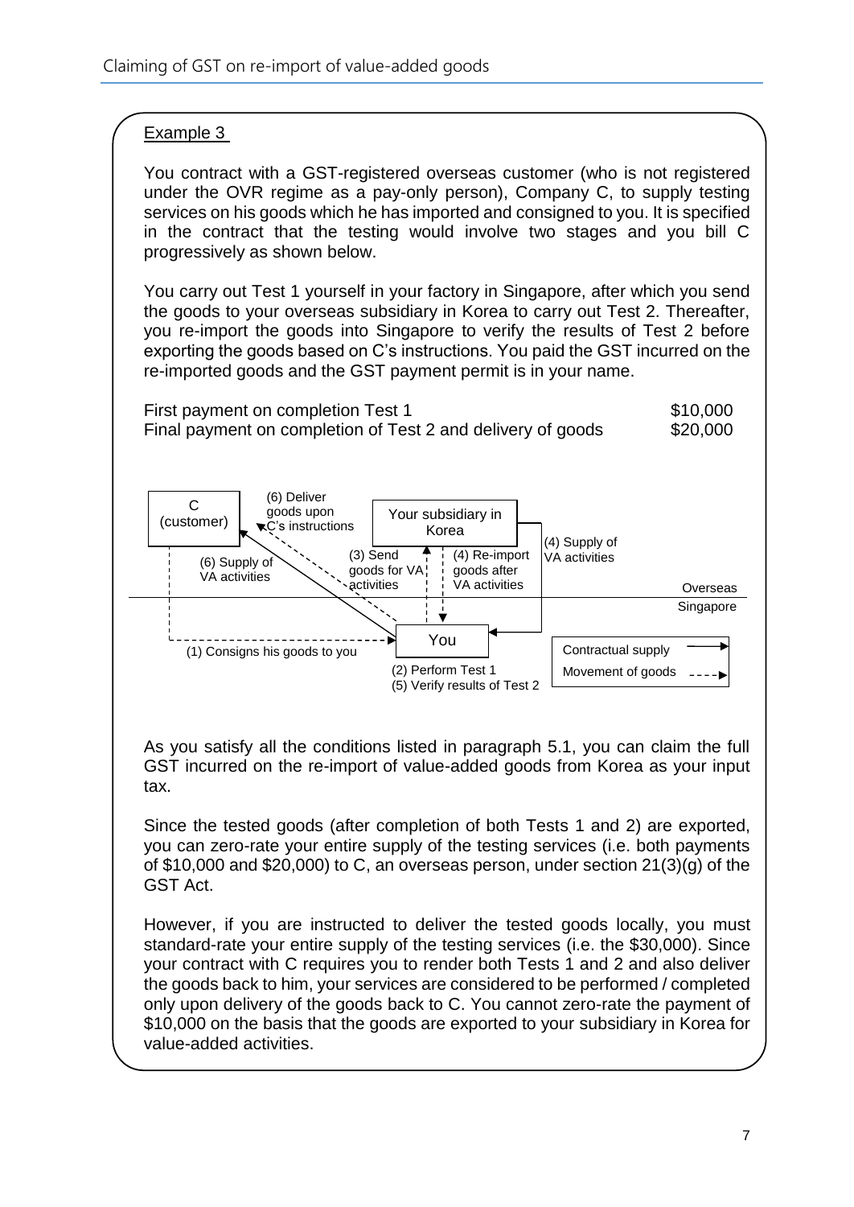Example 3

You contract with a GST-registered overseas customer (who is not registered under the OVR regime as a pay-only person), Company C, to supply testing services on his goods which he has imported and consigned to you. It is specified in the contract that the testing would involve two stages and you bill C progressively as shown below.

You carry out Test 1 yourself in your factory in Singapore, after which you send the goods to your overseas subsidiary in Korea to carry out Test 2. Thereafter, you re-import the goods into Singapore to verify the results of Test 2 before exporting the goods based on C's instructions. You paid the GST incurred on the re-imported goods and the GST payment permit is in your name.

| | |
|---|---|
| First payment on completion Test 1 | \$10,000 |
| Final payment on completion of Test 2 and delivery of goods | \$20,000 |

C (customer)
(6) Deliver goods upon C's instructions
(6) Supply of VA activities
Your subsidiary in Korea
(3) Send goods for VA activities
(4) Re-import goods after VA activities
(4) Supply of VA activities
Overseas
Singapore
You
(1) Consigns his goods to you
(2) Perform Test 1
(5) Verify results of Test 2
Contractual supply
Movement of goods

As you satisfy all the conditions listed in paragraph 5.1, you can claim the full GST incurred on the re-import of value-added goods from Korea as your input tax.

Since the tested goods (after completion of both Tests 1 and 2) are exported, you can zero-rate your entire supply of the testing services (i.e. both payments of \$10,000 and \$20,000) to C, an overseas person, under section 21(3)(g) of the GST Act.

However, if you are instructed to deliver the tested goods locally, you must standard-rate your entire supply of the testing services (i.e. the \$30,000). Since your contract with C requires you to render both Tests 1 and 2 and also deliver the goods back to him, your services are considered to be performed / completed only upon delivery of the goods back to C. You cannot zero-rate the payment of \$10,000 on the basis that the goods are exported to your subsidiary in Korea for value-added activities.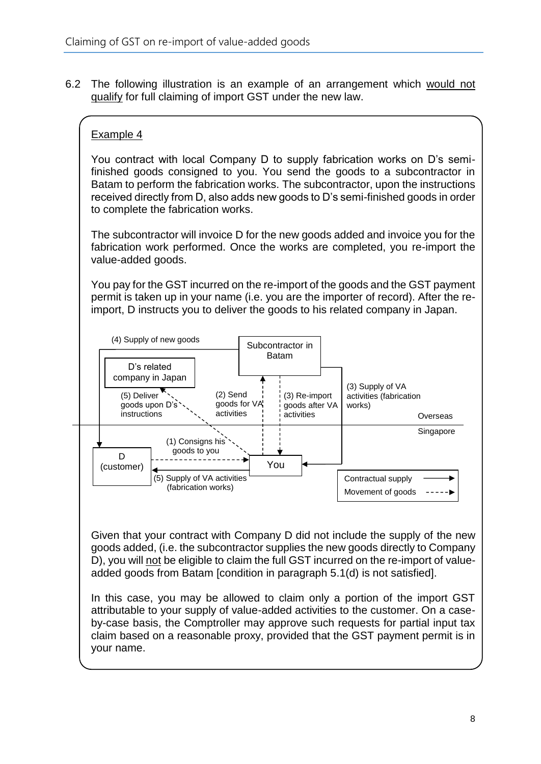6.2 The following illustration is an example of an arrangement which would not qualify for full claiming of import GST under the new law.

Example 4

You contract with local Company D to supply fabrication works on D's semi-finished goods consigned to you. You send the goods to a subcontractor in Batam to perform the fabrication works. The subcontractor, upon the instructions received directly from D, also adds new goods to D's semi-finished goods in order to complete the fabrication works.

The subcontractor will invoice D for the new goods added and invoice you for the fabrication work performed. Once the works are completed, you re-import the value-added goods.

You pay for the GST incurred on the re-import of the goods and the GST payment permit is taken up in your name (i.e. you are the importer of record). After the re-import, D instructs you to deliver the goods to his related company in Japan.

(4) Supply of new goods

Subcontractor in Batam

D's related company in Japan

(5) Deliver goods upon D's instructions

(2) Send goods for VA activities

(3) Re-import goods after VA activities

(3) Supply of VA activities (fabrication works)

Overseas

Singapore

(1) Consigns his goods to you

D (customer)

You

(5) Supply of VA activities (fabrication works)

Contractual supply →

Movement of goods - - - →

Given that your contract with Company D did not include the supply of the new goods added, (i.e. the subcontractor supplies the new goods directly to Company D), you will not be eligible to claim the full GST incurred on the re-import of value-added goods from Batam [condition in paragraph 5.1(d) is not satisfied].

In this case, you may be allowed to claim only a portion of the import GST attributable to your supply of value-added activities to the customer. On a case-by-case basis, the Comptroller may approve such requests for partial input tax claim based on a reasonable proxy, provided that the GST payment permit is in your name.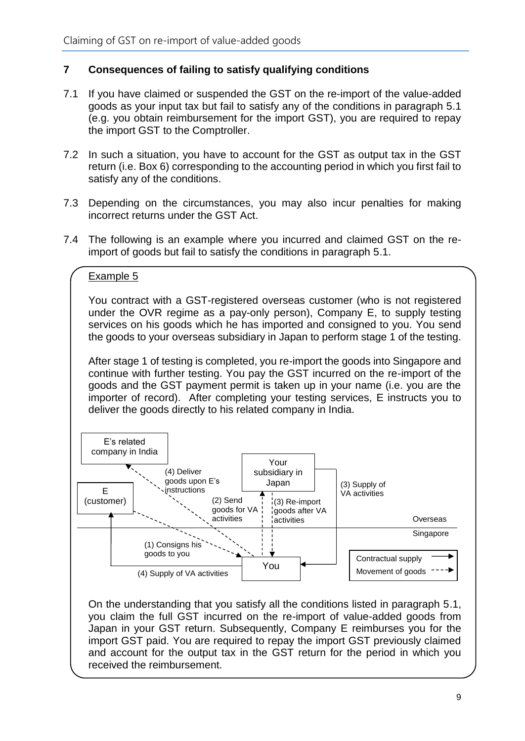## 7 Consequences of failing to satisfy qualifying conditions

7.1 If you have claimed or suspended the GST on the re-import of the value-added goods as your input tax but fail to satisfy any of the conditions in paragraph 5.1 (e.g. you obtain reimbursement for the import GST), you are required to repay the import GST to the Comptroller.

7.2 In such a situation, you have to account for the GST as output tax in the GST return (i.e. Box 6) corresponding to the accounting period in which you first fail to satisfy any of the conditions.

7.3 Depending on the circumstances, you may also incur penalties for making incorrect returns under the GST Act.

7.4 The following is an example where you incurred and claimed GST on the re-import of goods but fail to satisfy the conditions in paragraph 5.1.

Example 5

You contract with a GST-registered overseas customer (who is not registered under the OVR regime as a pay-only person), Company E, to supply testing services on his goods which he has imported and consigned to you. You send the goods to your overseas subsidiary in Japan to perform stage 1 of the testing.

After stage 1 of testing is completed, you re-import the goods into Singapore and continue with further testing. You pay the GST incurred on the re-import of the goods and the GST payment permit is taken up in your name (i.e. you are the importer of record). After completing your testing services, E instructs you to deliver the goods directly to his related company in India.

E's related company in India

E (customer)

Your subsidiary in Japan

You

(1) Consigns his goods to you

(2) Send goods for VA activities

(3) Re-import goods after VA activities

(3) Supply of VA activities

(4) Deliver goods upon E's instructions

(4) Supply of VA activities

Overseas

Singapore

Contractual supply →

Movement of goods - - - →

On the understanding that you satisfy all the conditions listed in paragraph 5.1, you claim the full GST incurred on the re-import of value-added goods from Japan in your GST return. Subsequently, Company E reimburses you for the import GST paid. You are required to repay the import GST previously claimed and account for the output tax in the GST return for the period in which you received the reimbursement.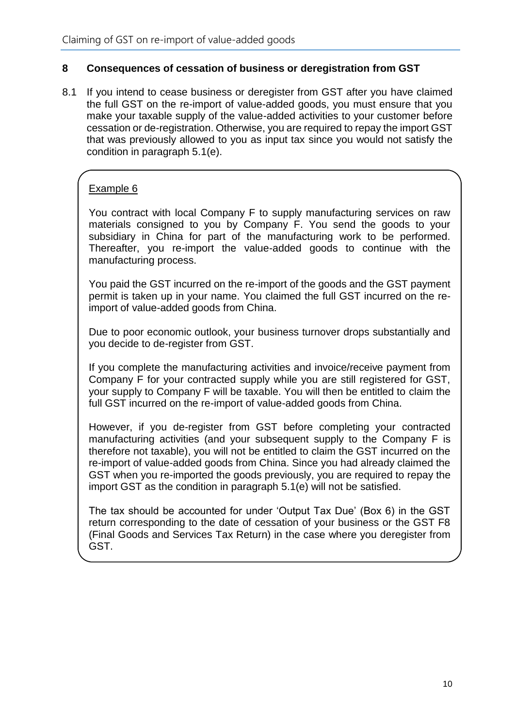## 8 Consequences of cessation of business or deregistration from GST

8.1 If you intend to cease business or deregister from GST after you have claimed the full GST on the re-import of value-added goods, you must ensure that you make your taxable supply of the value-added activities to your customer before cessation or de-registration. Otherwise, you are required to repay the import GST that was previously allowed to you as input tax since you would not satisfy the condition in paragraph 5.1(e).

> Example 6
>
> You contract with local Company F to supply manufacturing services on raw materials consigned to you by Company F. You send the goods to your subsidiary in China for part of the manufacturing work to be performed. Thereafter, you re-import the value-added goods to continue with the manufacturing process.
>
> You paid the GST incurred on the re-import of the goods and the GST payment permit is taken up in your name. You claimed the full GST incurred on the re-import of value-added goods from China.
>
> Due to poor economic outlook, your business turnover drops substantially and you decide to de-register from GST.
>
> If you complete the manufacturing activities and invoice/receive payment from Company F for your contracted supply while you are still registered for GST, your supply to Company F will be taxable. You will then be entitled to claim the full GST incurred on the re-import of value-added goods from China.
>
> However, if you de-register from GST before completing your contracted manufacturing activities (and your subsequent supply to the Company F is therefore not taxable), you will not be entitled to claim the GST incurred on the re-import of value-added goods from China. Since you had already claimed the GST when you re-imported the goods previously, you are required to repay the import GST as the condition in paragraph 5.1(e) will not be satisfied.
>
> The tax should be accounted for under 'Output Tax Due' (Box 6) in the GST return corresponding to the date of cessation of your business or the GST F8 (Final Goods and Services Tax Return) in the case where you deregister from GST.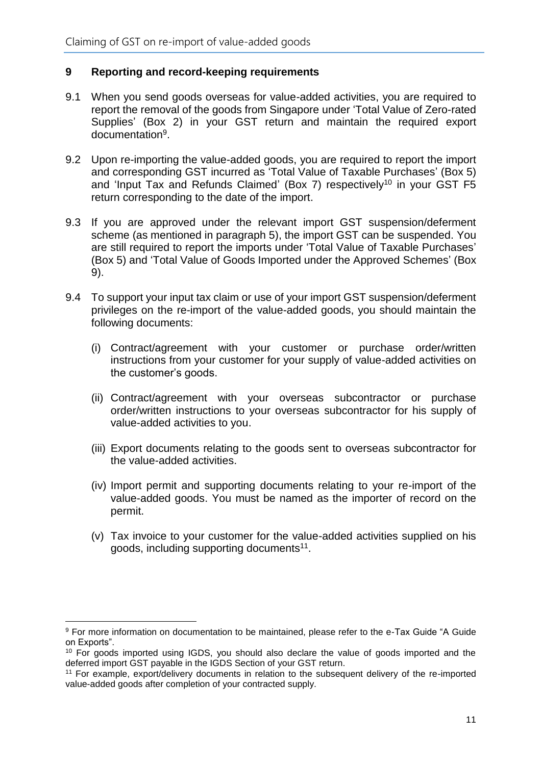## 9 Reporting and record-keeping requirements

9.1 When you send goods overseas for value-added activities, you are required to report the removal of the goods from Singapore under 'Total Value of Zero-rated Supplies' (Box 2) in your GST return and maintain the required export documentation[9].

9.2 Upon re-importing the value-added goods, you are required to report the import and corresponding GST incurred as 'Total Value of Taxable Purchases' (Box 5) and 'Input Tax and Refunds Claimed' (Box 7) respectively[10] in your GST F5 return corresponding to the date of the import.

9.3 If you are approved under the relevant import GST suspension/deferment scheme (as mentioned in paragraph 5), the import GST can be suspended. You are still required to report the imports under 'Total Value of Taxable Purchases' (Box 5) and 'Total Value of Goods Imported under the Approved Schemes' (Box 9).

9.4 To support your input tax claim or use of your import GST suspension/deferment privileges on the re-import of the value-added goods, you should maintain the following documents:

(i) Contract/agreement with your customer or purchase order/written instructions from your customer for your supply of value-added activities on the customer's goods.

(ii) Contract/agreement with your overseas subcontractor or purchase order/written instructions to your overseas subcontractor for his supply of value-added activities to you.

(iii) Export documents relating to the goods sent to overseas subcontractor for the value-added activities.

(iv) Import permit and supporting documents relating to your re-import of the value-added goods. You must be named as the importer of record on the permit.

(v) Tax invoice to your customer for the value-added activities supplied on his goods, including supporting documents[11].

---

[9] For more information on documentation to be maintained, please refer to the e-Tax Guide "A Guide on Exports".

[10] For goods imported using IGDS, you should also declare the value of goods imported and the deferred import GST payable in the IGDS Section of your GST return.

[11] For example, export/delivery documents in relation to the subsequent delivery of the re-imported value-added goods after completion of your contracted supply.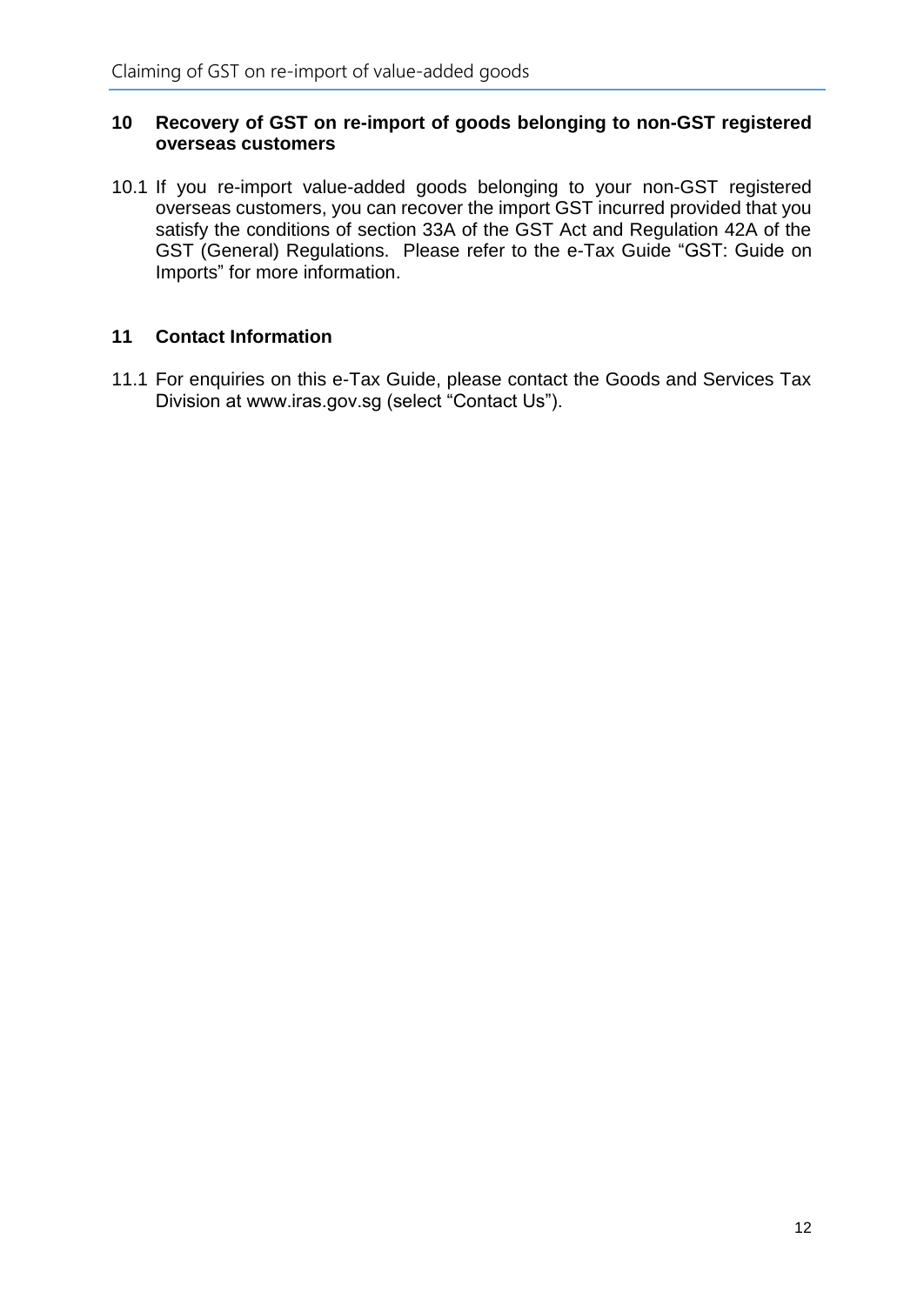## 10 Recovery of GST on re-import of goods belonging to non-GST registered overseas customers

10.1 If you re-import value-added goods belonging to your non-GST registered overseas customers, you can recover the import GST incurred provided that you satisfy the conditions of section 33A of the GST Act and Regulation 42A of the GST (General) Regulations. Please refer to the e-Tax Guide "GST: Guide on Imports" for more information.

## 11 Contact Information

11.1 For enquiries on this e-Tax Guide, please contact the Goods and Services Tax Division at www.iras.gov.sg (select "Contact Us").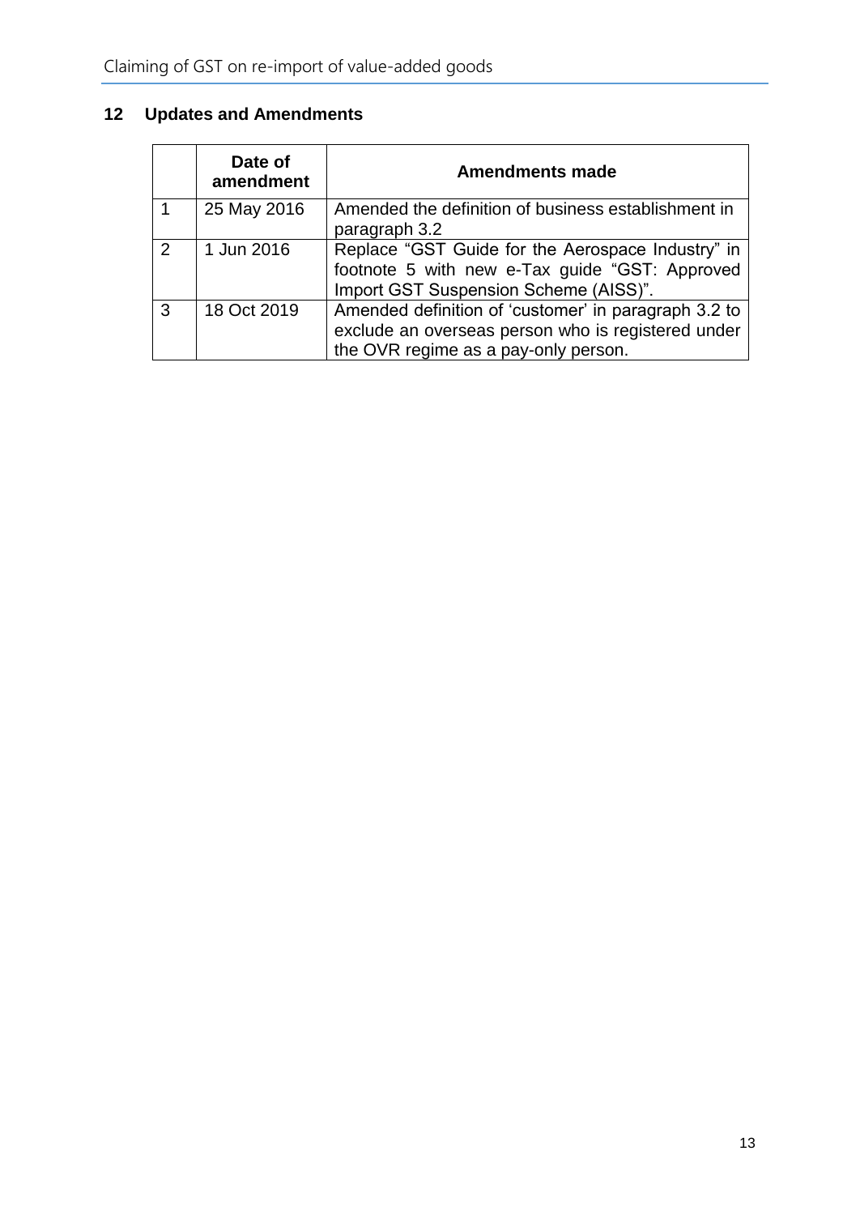## 12 Updates and Amendments

| | Date of amendment | Amendments made |
|---|---|---|
| 1 | 25 May 2016 | Amended the definition of business establishment in paragraph 3.2 |
| 2 | 1 Jun 2016 | Replace “GST Guide for the Aerospace Industry” in footnote 5 with new e-Tax guide “GST: Approved Import GST Suspension Scheme (AISS)”. |
| 3 | 18 Oct 2019 | Amended definition of ‘customer’ in paragraph 3.2 to exclude an overseas person who is registered under the OVR regime as a pay-only person. |